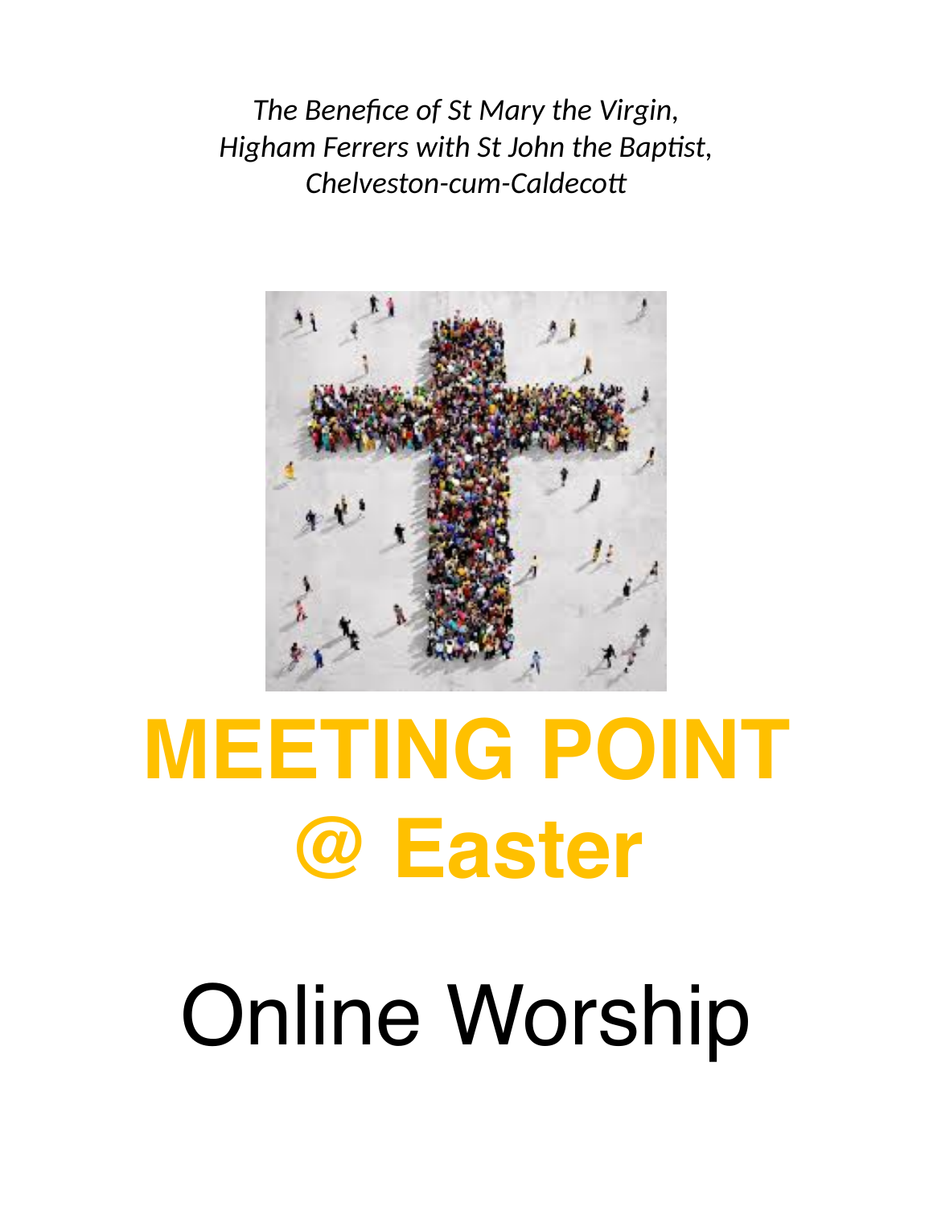*The Benefice of St Mary the Virgin,*
*Higham Ferrers with St John the Baptist,*
*Chelveston-cum-Caldecott*

# MEETING POINT @ Easter

# Online Worship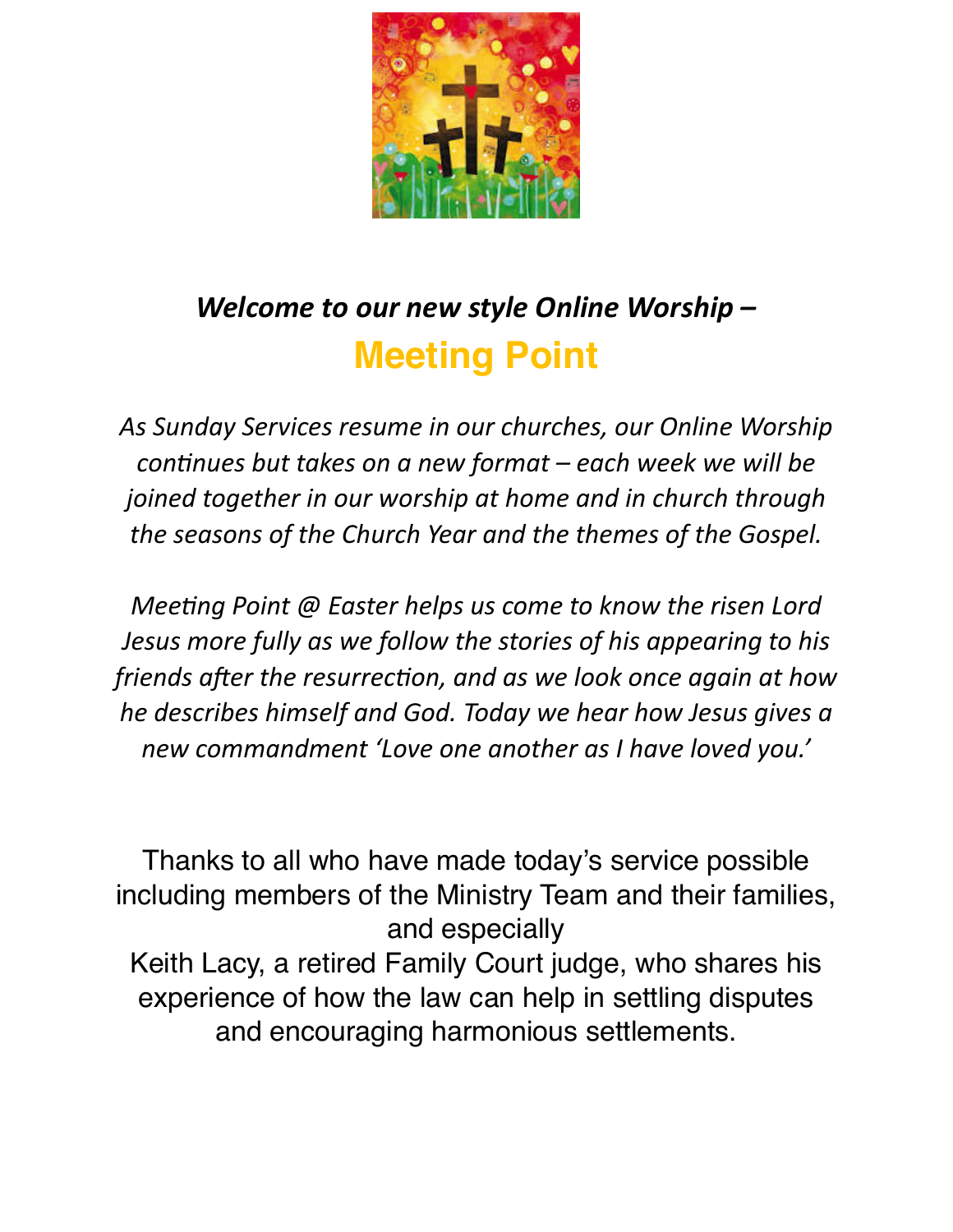***Welcome to our new style Online Worship –***

## Meeting Point

*As Sunday Services resume in our churches, our Online Worship continues but takes on a new format – each week we will be joined together in our worship at home and in church through the seasons of the Church Year and the themes of the Gospel.*

*Meeting Point @ Easter helps us come to know the risen Lord Jesus more fully as we follow the stories of his appearing to his friends after the resurrection, and as we look once again at how he describes himself and God. Today we hear how Jesus gives a new commandment 'Love one another as I have loved you.'*

Thanks to all who have made today's service possible including members of the Ministry Team and their families, and especially
Keith Lacy, a retired Family Court judge, who shares his experience of how the law can help in settling disputes and encouraging harmonious settlements.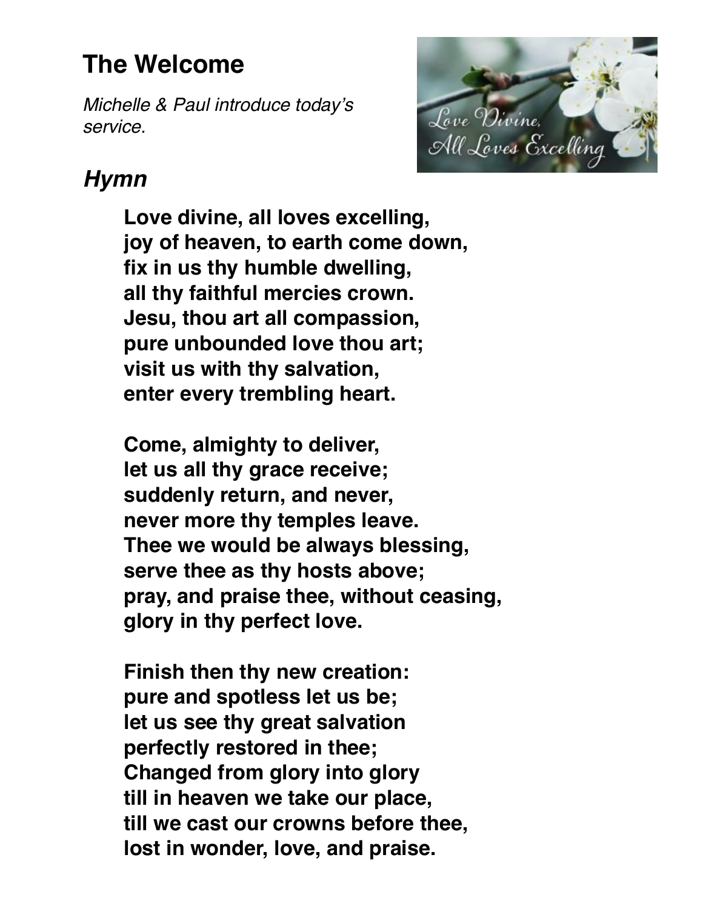## The Welcome

*Michelle & Paul introduce today's service.*

### *Hymn*

**Love divine, all loves excelling,**
**joy of heaven, to earth come down,**
**fix in us thy humble dwelling,**
**all thy faithful mercies crown.**
**Jesu, thou art all compassion,**
**pure unbounded love thou art;**
**visit us with thy salvation,**
**enter every trembling heart.**

**Come, almighty to deliver,**
**let us all thy grace receive;**
**suddenly return, and never,**
**never more thy temples leave.**
**Thee we would be always blessing,**
**serve thee as thy hosts above;**
**pray, and praise thee, without ceasing,**
**glory in thy perfect love.**

**Finish then thy new creation:**
**pure and spotless let us be;**
**let us see thy great salvation**
**perfectly restored in thee;**
**Changed from glory into glory**
**till in heaven we take our place,**
**till we cast our crowns before thee,**
**lost in wonder, love, and praise.**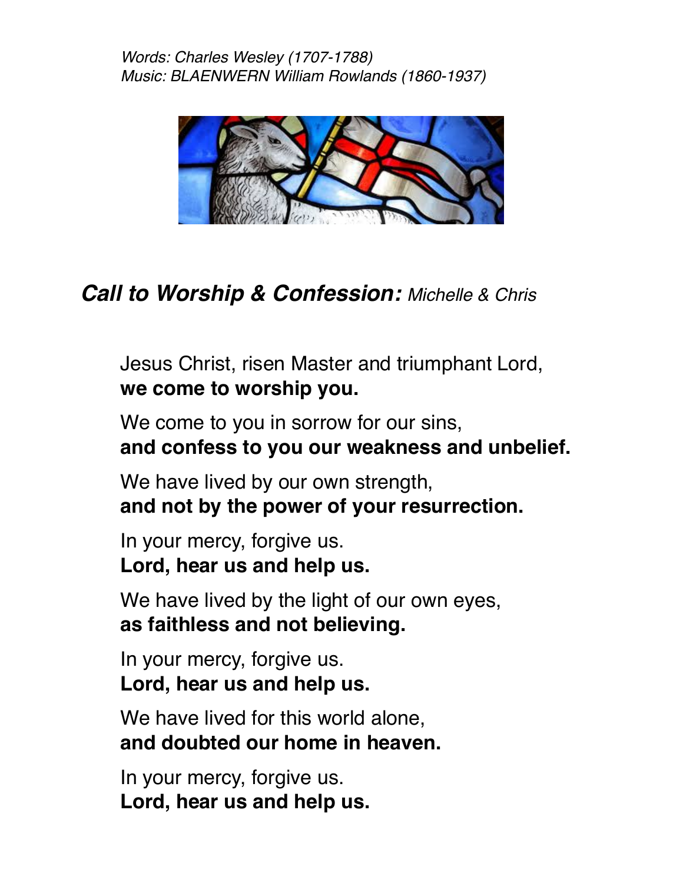*Words: Charles Wesley (1707-1788)*
*Music: BLAENWERN William Rowlands (1860-1937)*

## ***Call to Worship & Confession:*** *Michelle & Chris*

Jesus Christ, risen Master and triumphant Lord,
**we come to worship you.**

We come to you in sorrow for our sins,
**and confess to you our weakness and unbelief.**

We have lived by our own strength,
**and not by the power of your resurrection.**

In your mercy, forgive us.
**Lord, hear us and help us.**

We have lived by the light of our own eyes,
**as faithless and not believing.**

In your mercy, forgive us.
**Lord, hear us and help us.**

We have lived for this world alone,
**and doubted our home in heaven.**

In your mercy, forgive us.
**Lord, hear us and help us.**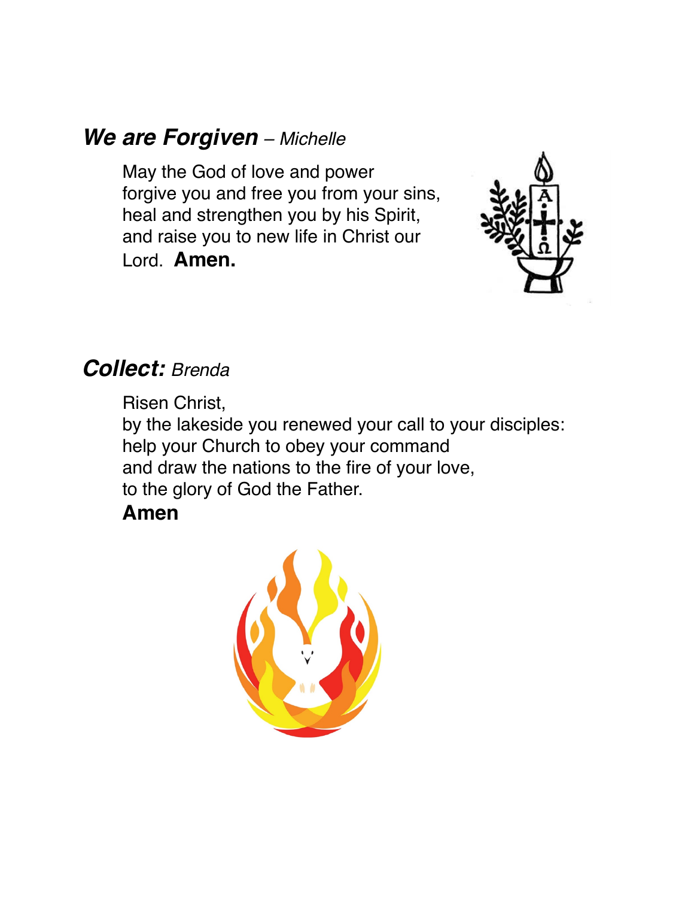## ***We are Forgiven*** – *Michelle*

May the God of love and power
forgive you and free you from your sins,
heal and strengthen you by his Spirit,
and raise you to new life in Christ our
Lord. **Amen.**

## ***Collect:*** *Brenda*

Risen Christ,
by the lakeside you renewed your call to your disciples:
help your Church to obey your command
and draw the nations to the fire of your love,
to the glory of God the Father.
**Amen**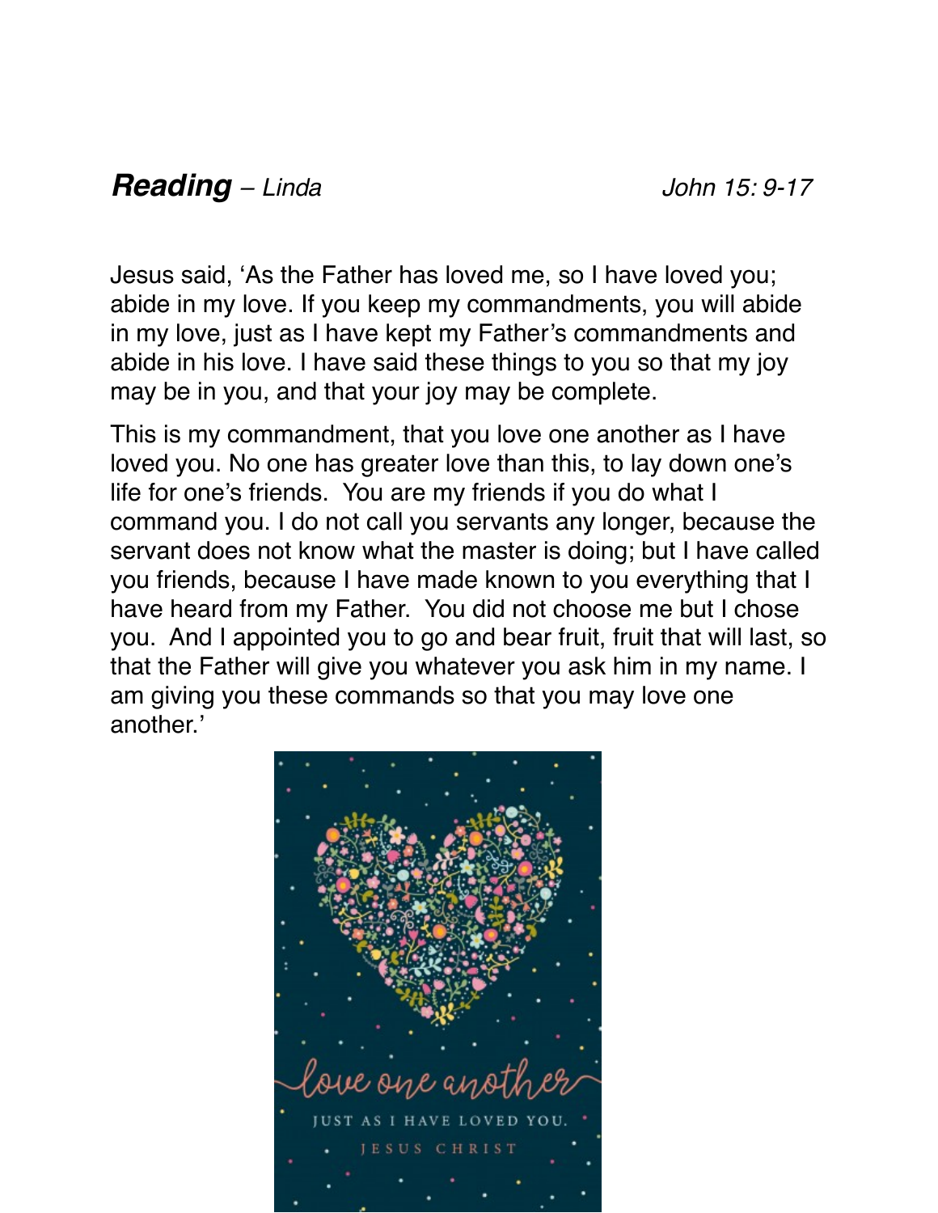***Reading*** *– Linda* *John 15: 9-17*

Jesus said, 'As the Father has loved me, so I have loved you; abide in my love. If you keep my commandments, you will abide in my love, just as I have kept my Father's commandments and abide in his love. I have said these things to you so that my joy may be in you, and that your joy may be complete.

This is my commandment, that you love one another as I have loved you. No one has greater love than this, to lay down one's life for one's friends. You are my friends if you do what I command you. I do not call you servants any longer, because the servant does not know what the master is doing; but I have called you friends, because I have made known to you everything that I have heard from my Father. You did not choose me but I chose you. And I appointed you to go and bear fruit, fruit that will last, so that the Father will give you whatever you ask him in my name. I am giving you these commands so that you may love one another.'

love one another

JUST AS I HAVE LOVED YOU.

JESUS CHRIST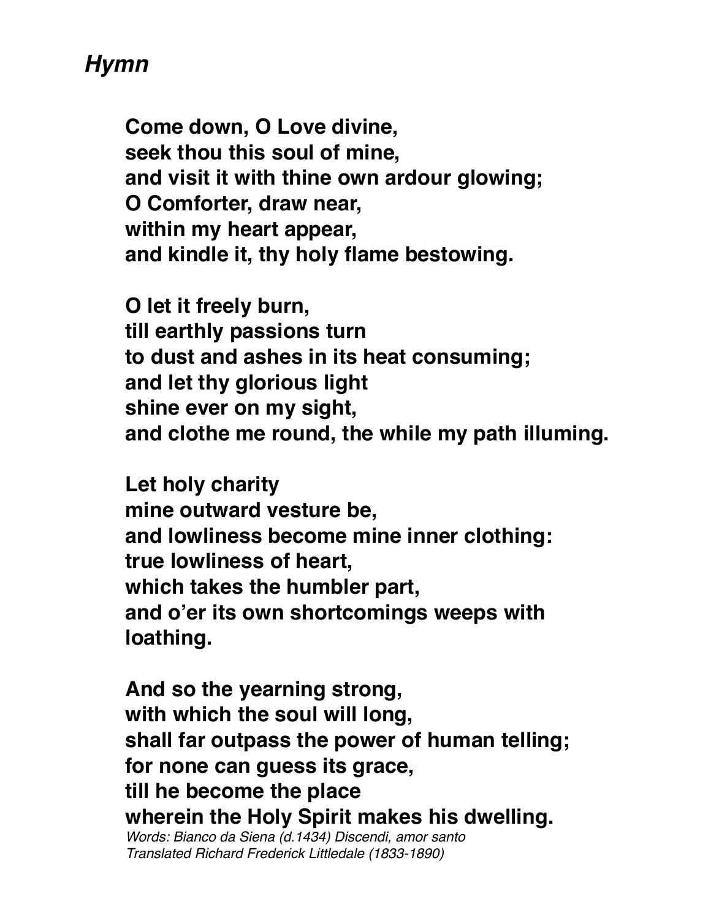## *Hymn*

**Come down, O Love divine,**
**seek thou this soul of mine,**
**and visit it with thine own ardour glowing;**
**O Comforter, draw near,**
**within my heart appear,**
**and kindle it, thy holy flame bestowing.**

**O let it freely burn,**
**till earthly passions turn**
**to dust and ashes in its heat consuming;**
**and let thy glorious light**
**shine ever on my sight,**
**and clothe me round, the while my path illuming.**

**Let holy charity**
**mine outward vesture be,**
**and lowliness become mine inner clothing:**
**true lowliness of heart,**
**which takes the humbler part,**
**and o'er its own shortcomings weeps with loathing.**

**And so the yearning strong,**
**with which the soul will long,**
**shall far outpass the power of human telling;**
**for none can guess its grace,**
**till he become the place**
**wherein the Holy Spirit makes his dwelling.**

*Words: Bianco da Siena (d.1434) Discendi, amor santo*
*Translated Richard Frederick Littledale (1833-1890)*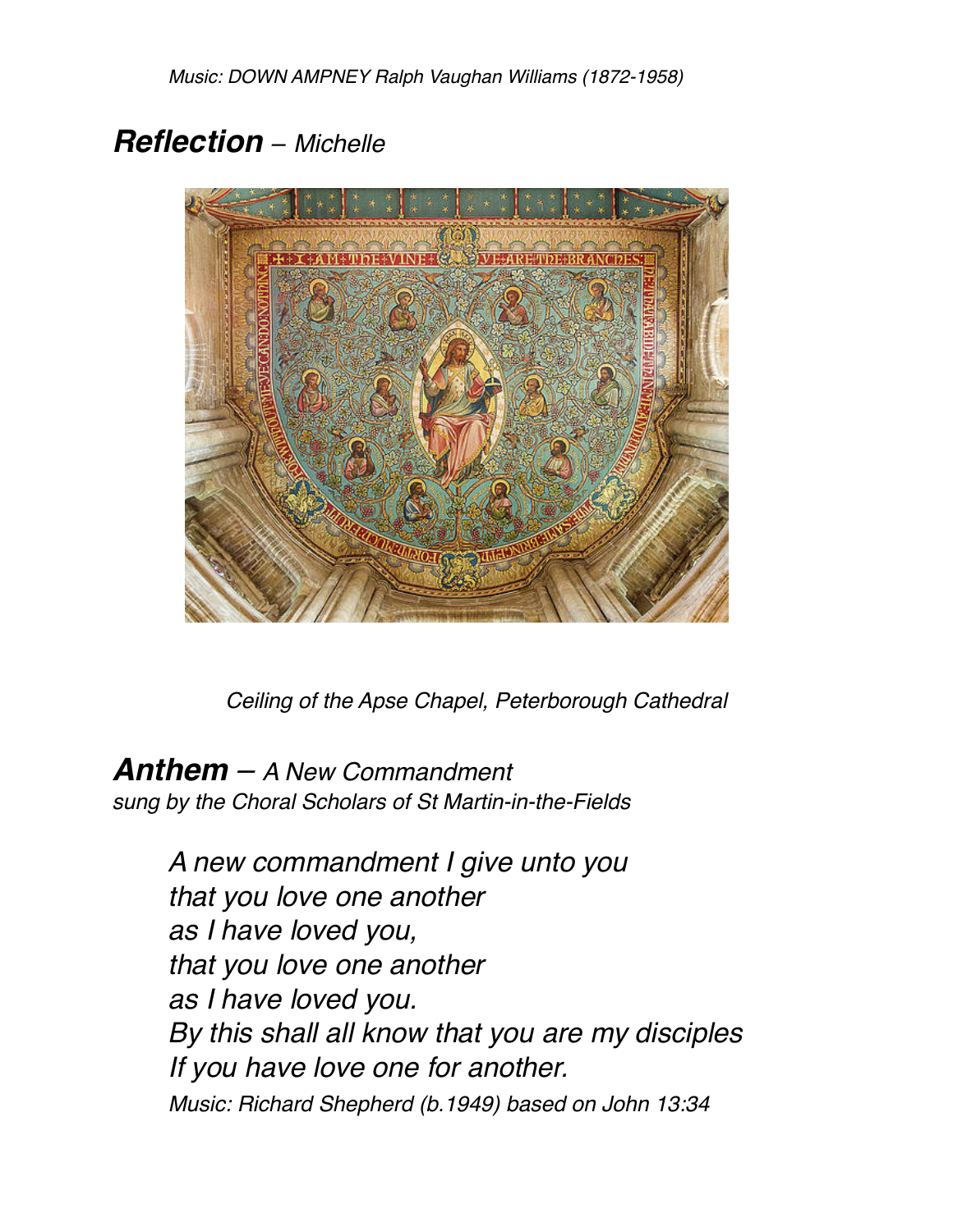*Music: DOWN AMPNEY Ralph Vaughan Williams (1872-1958)*

## ***Reflection*** – *Michelle*

*Ceiling of the Apse Chapel, Peterborough Cathedral*

## ***Anthem*** – *A New Commandment*

*sung by the Choral Scholars of St Martin-in-the-Fields*

*A new commandment I give unto you*
*that you love one another*
*as I have loved you,*
*that you love one another*
*as I have loved you.*
*By this shall all know that you are my disciples*
*If you have love one for another.*

*Music: Richard Shepherd (b.1949) based on John 13:34*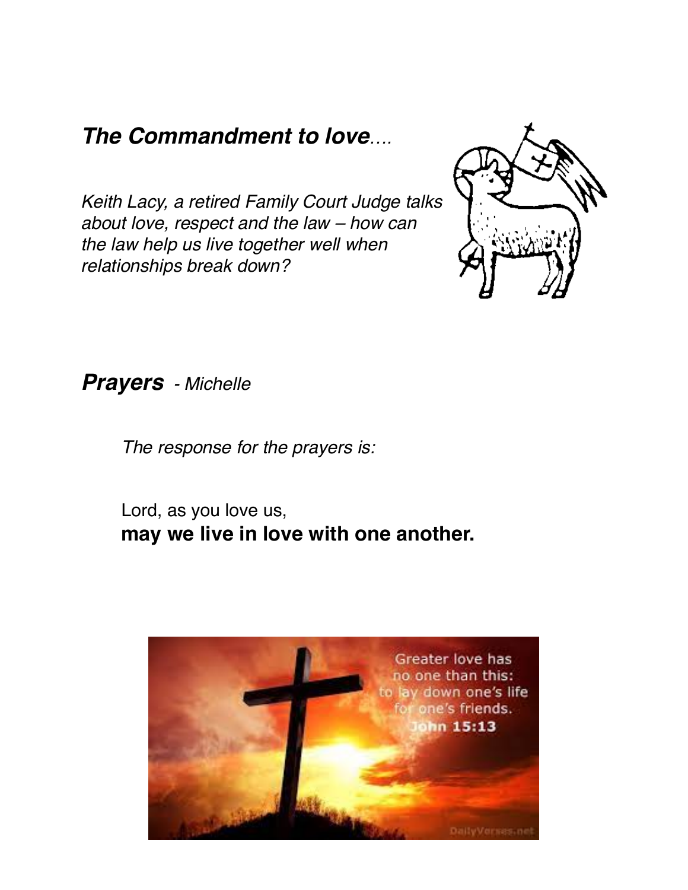## ***The Commandment to love****....*

*Keith Lacy, a retired Family Court Judge talks about love, respect and the law – how can the law help us live together well when relationships break down?*

## ***Prayers*** *- Michelle*

*The response for the prayers is:*

Lord, as you love us,
**may we live in love with one another.**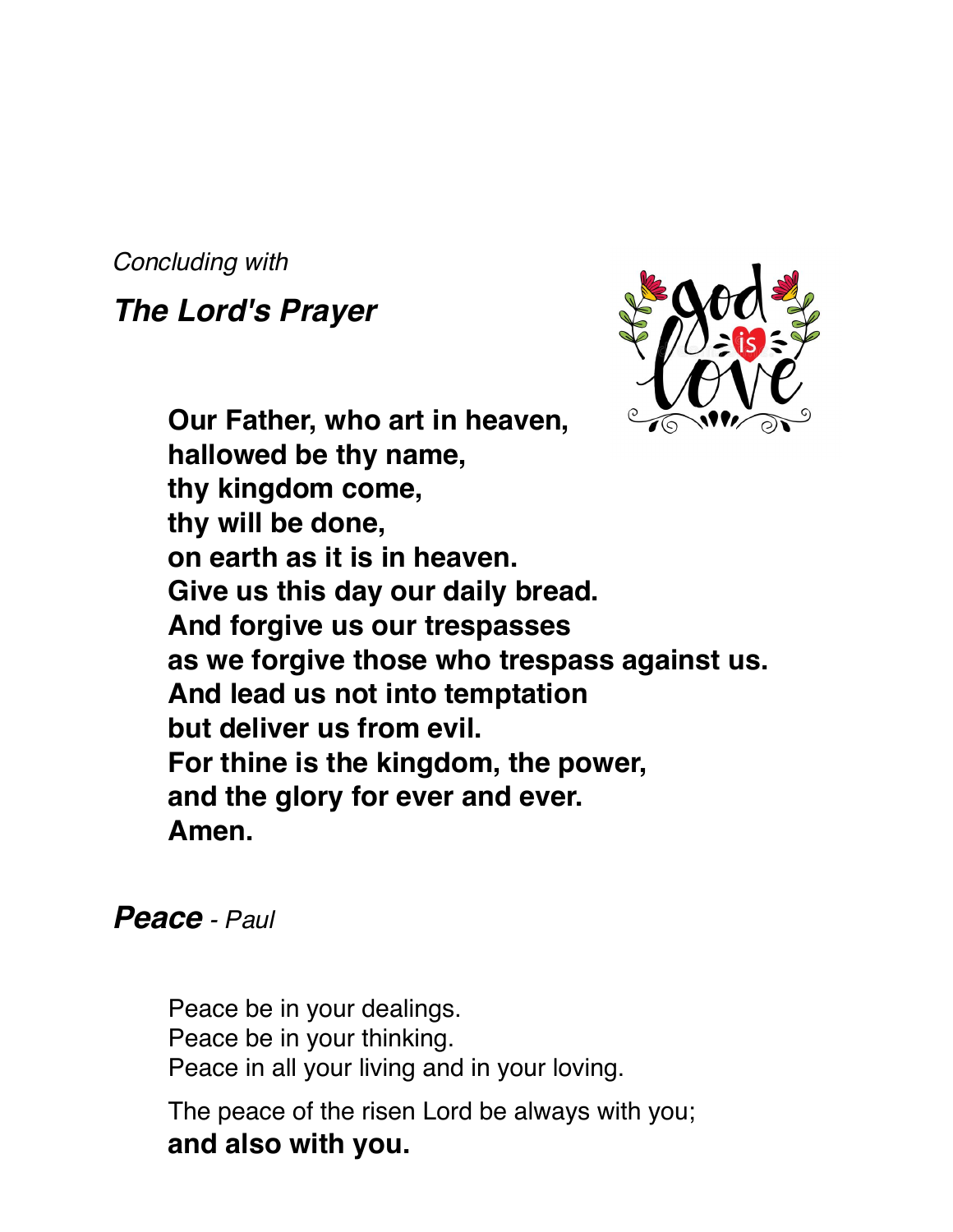*Concluding with*

## ***The Lord's Prayer***

**Our Father, who art in heaven,**
**hallowed be thy name,**
**thy kingdom come,**
**thy will be done,**
**on earth as it is in heaven.**
**Give us this day our daily bread.**
**And forgive us our trespasses**
**as we forgive those who trespass against us.**
**And lead us not into temptation**
**but deliver us from evil.**
**For thine is the kingdom, the power,**
**and the glory for ever and ever.**
**Amen.**

## ***Peace*** *- Paul*

Peace be in your dealings.
Peace be in your thinking.
Peace in all your living and in your loving.

The peace of the risen Lord be always with you;
**and also with you.**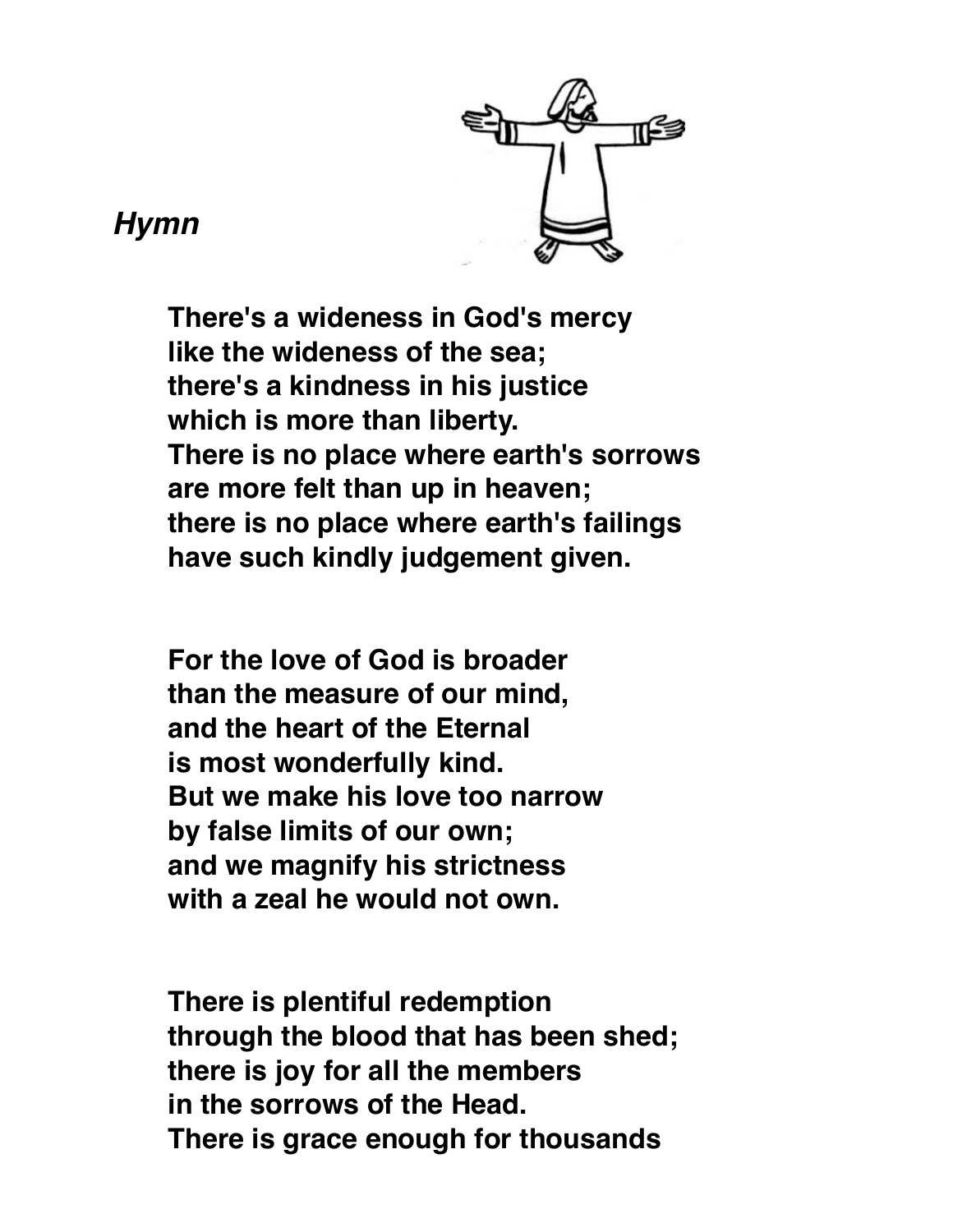***Hymn***

**There's a wideness in God's mercy**
**like the wideness of the sea;**
**there's a kindness in his justice**
**which is more than liberty.**
**There is no place where earth's sorrows**
**are more felt than up in heaven;**
**there is no place where earth's failings**
**have such kindly judgement given.**

**For the love of God is broader**
**than the measure of our mind,**
**and the heart of the Eternal**
**is most wonderfully kind.**
**But we make his love too narrow**
**by false limits of our own;**
**and we magnify his strictness**
**with a zeal he would not own.**

**There is plentiful redemption**
**through the blood that has been shed;**
**there is joy for all the members**
**in the sorrows of the Head.**
**There is grace enough for thousands**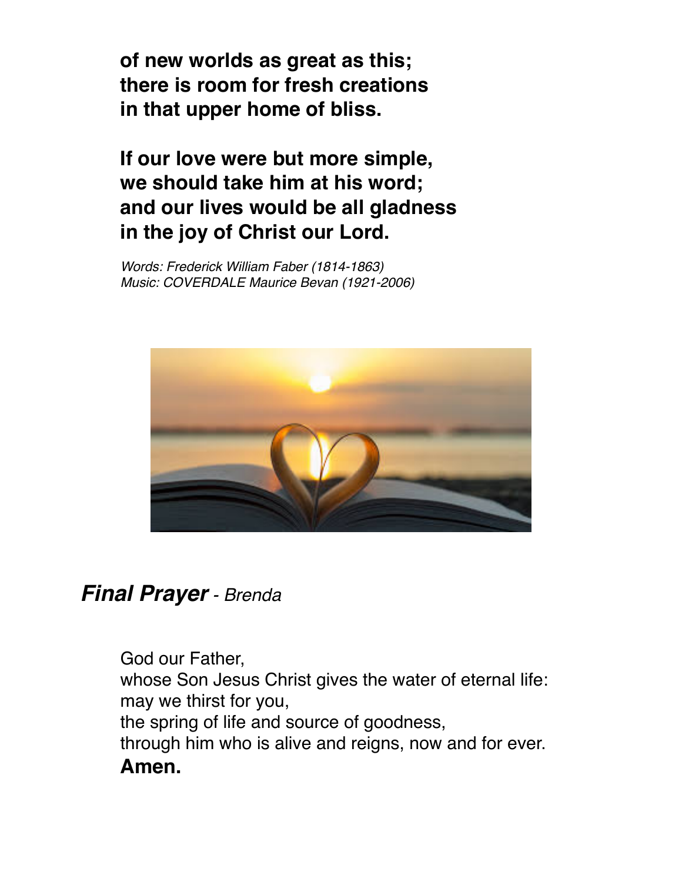**of new worlds as great as this;**
**there is room for fresh creations**
**in that upper home of bliss.**

**If our love were but more simple,**
**we should take him at his word;**
**and our lives would be all gladness**
**in the joy of Christ our Lord.**

*Words: Frederick William Faber (1814-1863)*
*Music: COVERDALE Maurice Bevan (1921-2006)*

## ***Final Prayer*** *- Brenda*

God our Father,
whose Son Jesus Christ gives the water of eternal life:
may we thirst for you,
the spring of life and source of goodness,
through him who is alive and reigns, now and for ever.
**Amen.**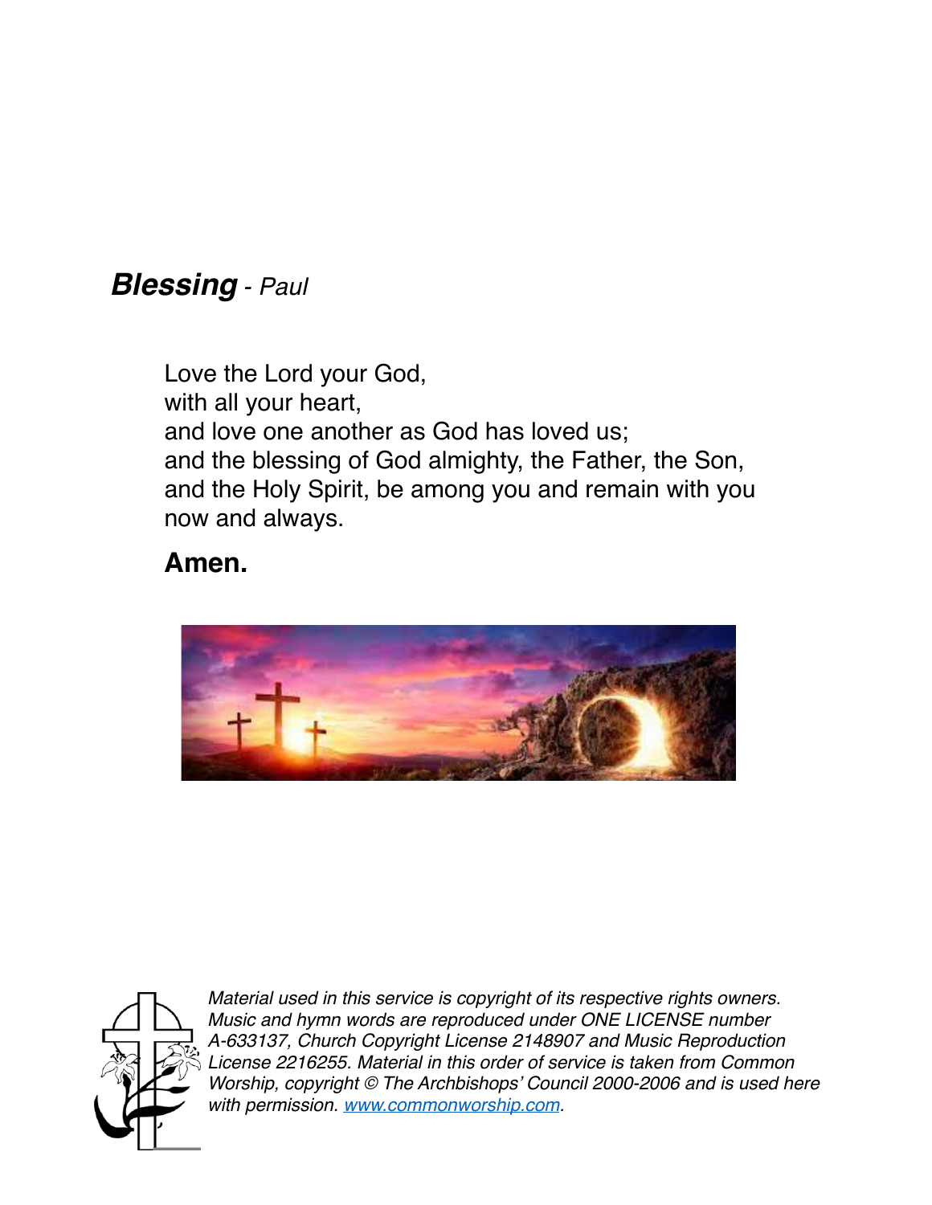## ***Blessing*** *- Paul*

Love the Lord your God,
with all your heart,
and love one another as God has loved us;
and the blessing of God almighty, the Father, the Son,
and the Holy Spirit, be among you and remain with you
now and always.

**Amen.**

*Material used in this service is copyright of its respective rights owners. Music and hymn words are reproduced under ONE LICENSE number A-633137, Church Copyright License 2148907 and Music Reproduction License 2216255. Material in this order of service is taken from Common Worship, copyright © The Archbishops' Council 2000-2006 and is used here with permission. [www.commonworship.com](http://www.commonworship.com).*